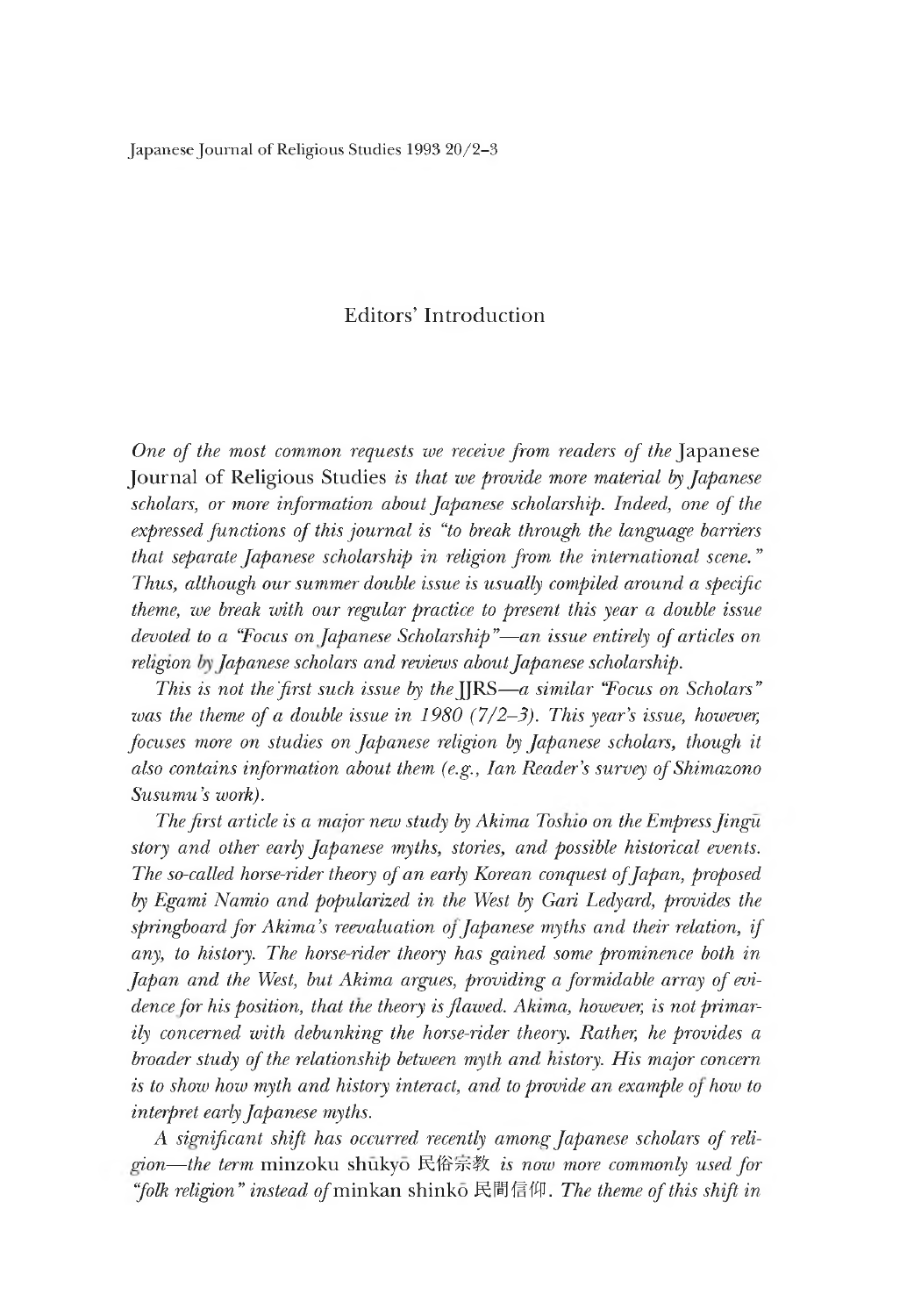# Editors' Introduction

*One of the most common requests we receive from readers of the* Japanese Journal of Religious Studies *is that we provide more material by Japanese scholars, or more information about Japanese scholarship. Indeed, one of the expressed functions of this journal is "to break through the language barriers that separate Japanese scholarship in religion from the international scene." Thus, although our summer double issue is usually compiled around a specific theme, we break with our regular practice to present this year a double issue devoted to a "Focus on Japanese Scholarship"—an issue entirely of articles on religion by Japanese scholars and reviews about Japanese scholarship.*

*This is not the first such issue by the* JJRS*—a similar "Focus on Scholars" was the theme of a double issue in 1980 (7/2–3). This year's issue, however, focuses more on studies on Japanese religion by Japanese scholars, though it also contains information about them (e.g., Ian Reader's survey of Shimazono Susumu's work).*

*The first article is a major new study by Akima Toshio on the Empress Jingū story and other early Japanese myths, stories, and possible historical events. The so-called horse-rider theory of an early Korean conquest of Japan, proposed by Egami Namio and popularized in the West by Gari Ledyard, provides the springboard for Akima's reevaluation of Japanese myths and their relation, if any, to history. The horse-rider theory has gained some prominence both in Japan and the West, but Akima argues, providing a formidable array of evidence for his position, that the theory is flawed. Akima, however, is not primarily concerned with debunking the horse-rider theory. Rather, he provides a broader study of the relationship between myth and history. His major concern is to show how myth and history interact, and to provide an example of how to interpret early Japanese myths.*

*A significant shift has occurred recently among Japanese scholars of religion—the term* minzoku shūkyō 民俗宗教 *is now more commonly used for "folk religion" instead of* minkan shinkō 民間信仰. *The theme of this shift in*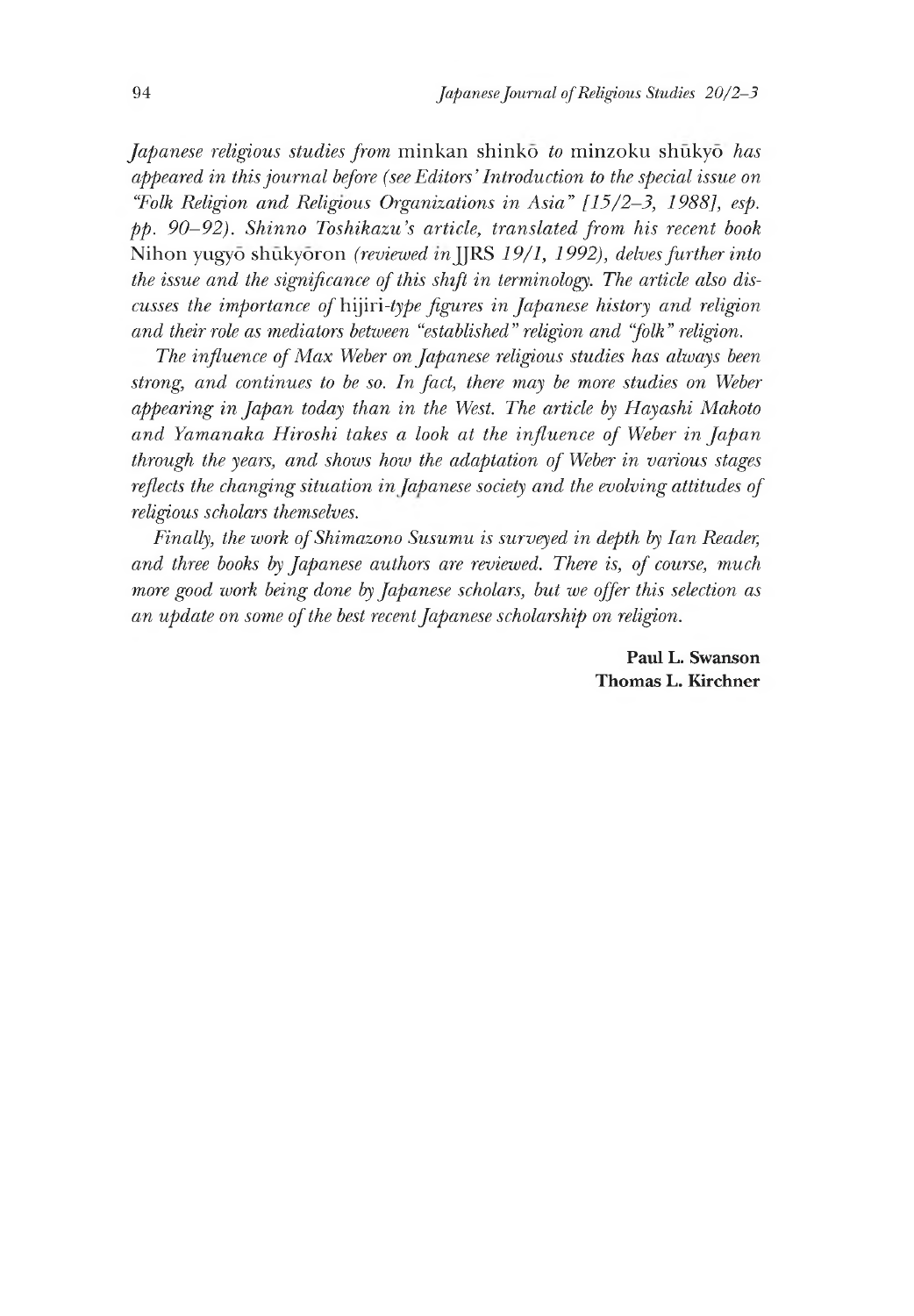*Japanese religious studies from* minkan shinkō *to* minzoku shūkyō *has appeared in this journal before (see Editors' Introduction to the special issue on "Folk Religion and Religious Organizations in Asia" [15/2–3, 1988], esp. pp. 90–92). Shinno Toshikazu's article, translated from his recent book* Nihon yugyō shūkyōron *(reviewed in* JJRS *19/1, 1992), delves further into the issue and the significance of this shift in terminology. The article also discusses the importance of* hijiri*-type figures in Japanese history and religion and their role as mediators between "established" religion and "folk" religion.*

*The influence of Max Weber on Japanese religious studies has always been strong, and continues to be so. In fact, there may be more studies on Weber appearing in Japan today than in the West. The article by Hayashi Makoto and Yamanaka Hiroshi takes a look at the influence of Weber in Japan through the years, and shows how the adaptation of Weber in various stages reflects the changing situation in Japanese society and the evolving attitudes of religious scholars themselves.*

*Finally, the work of Shimazono Susumu is surveyed in depth by Ian Reader, and three books by Japanese authors are reviewed. There is, of course, much more good work being done by Japanese scholars, but we offer this selection as an update on some of the best recent Japanese scholarship on religion.*

**Paul L. Swanson**
**Thomas L. Kirchner**